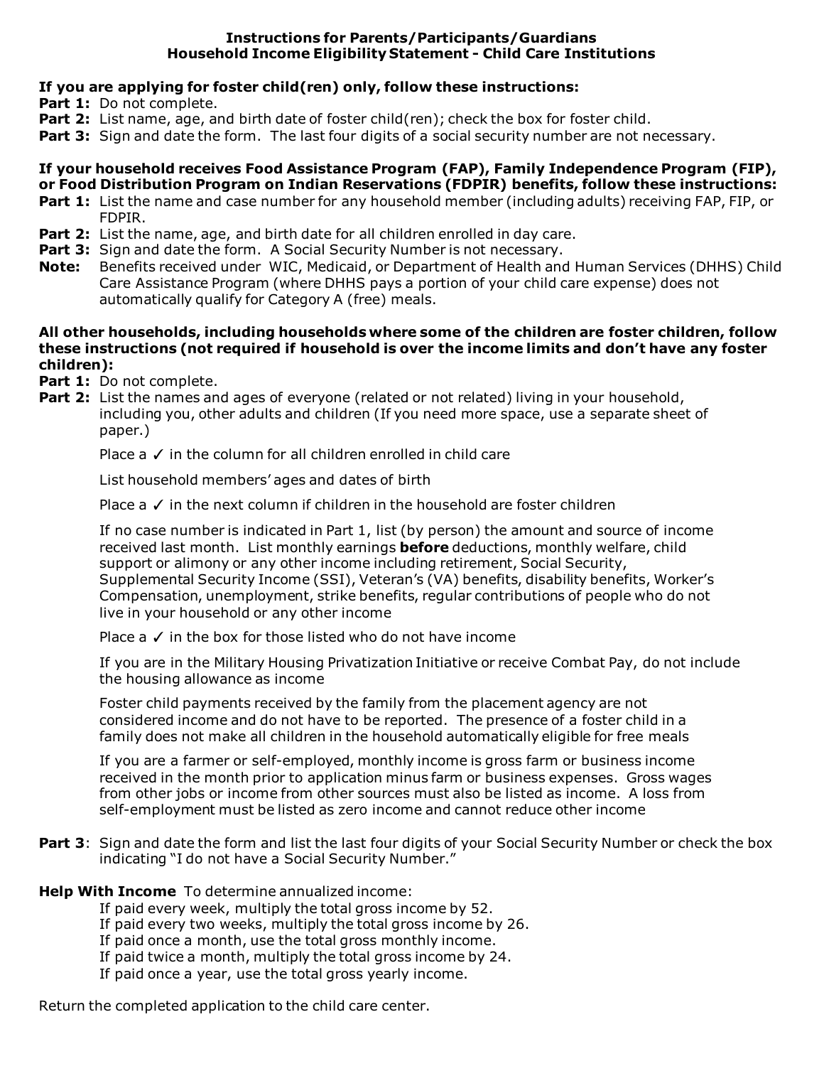# Instructions for Parents/Participants/Guardians
## Household Income Eligibility Statement - Child Care Institutions

**If you are applying for foster child(ren) only, follow these instructions:**

**Part 1:** Do not complete.
**Part 2:** List name, age, and birth date of foster child(ren); check the box for foster child.
**Part 3:** Sign and date the form. The last four digits of a social security number are not necessary.

**If your household receives Food Assistance Program (FAP), Family Independence Program (FIP), or Food Distribution Program on Indian Reservations (FDPIR) benefits, follow these instructions:**

**Part 1:** List the name and case number for any household member (including adults) receiving FAP, FIP, or FDPIR.
**Part 2:** List the name, age, and birth date for all children enrolled in day care.
**Part 3:** Sign and date the form. A Social Security Number is not necessary.
**Note:** Benefits received under WIC, Medicaid, or Department of Health and Human Services (DHHS) Child Care Assistance Program (where DHHS pays a portion of your child care expense) does not automatically qualify for Category A (free) meals.

**All other households, including households where some of the children are foster children, follow these instructions (not required if household is over the income limits and don't have any foster children):**

**Part 1:** Do not complete.
**Part 2:** List the names and ages of everyone (related or not related) living in your household, including you, other adults and children (If you need more space, use a separate sheet of paper.)

Place a ✓ in the column for all children enrolled in child care

List household members' ages and dates of birth

Place a ✓ in the next column if children in the household are foster children

If no case number is indicated in Part 1, list (by person) the amount and source of income received last month. List monthly earnings **before** deductions, monthly welfare, child support or alimony or any other income including retirement, Social Security, Supplemental Security Income (SSI), Veteran's (VA) benefits, disability benefits, Worker's Compensation, unemployment, strike benefits, regular contributions of people who do not live in your household or any other income

Place a ✓ in the box for those listed who do not have income

If you are in the Military Housing Privatization Initiative or receive Combat Pay, do not include the housing allowance as income

Foster child payments received by the family from the placement agency are not considered income and do not have to be reported. The presence of a foster child in a family does not make all children in the household automatically eligible for free meals

If you are a farmer or self-employed, monthly income is gross farm or business income received in the month prior to application minus farm or business expenses. Gross wages from other jobs or income from other sources must also be listed as income. A loss from self-employment must be listed as zero income and cannot reduce other income

**Part 3**: Sign and date the form and list the last four digits of your Social Security Number or check the box indicating "I do not have a Social Security Number."

**Help With Income** To determine annualized income:

If paid every week, multiply the total gross income by 52.
If paid every two weeks, multiply the total gross income by 26.
If paid once a month, use the total gross monthly income.
If paid twice a month, multiply the total gross income by 24.
If paid once a year, use the total gross yearly income.

Return the completed application to the child care center.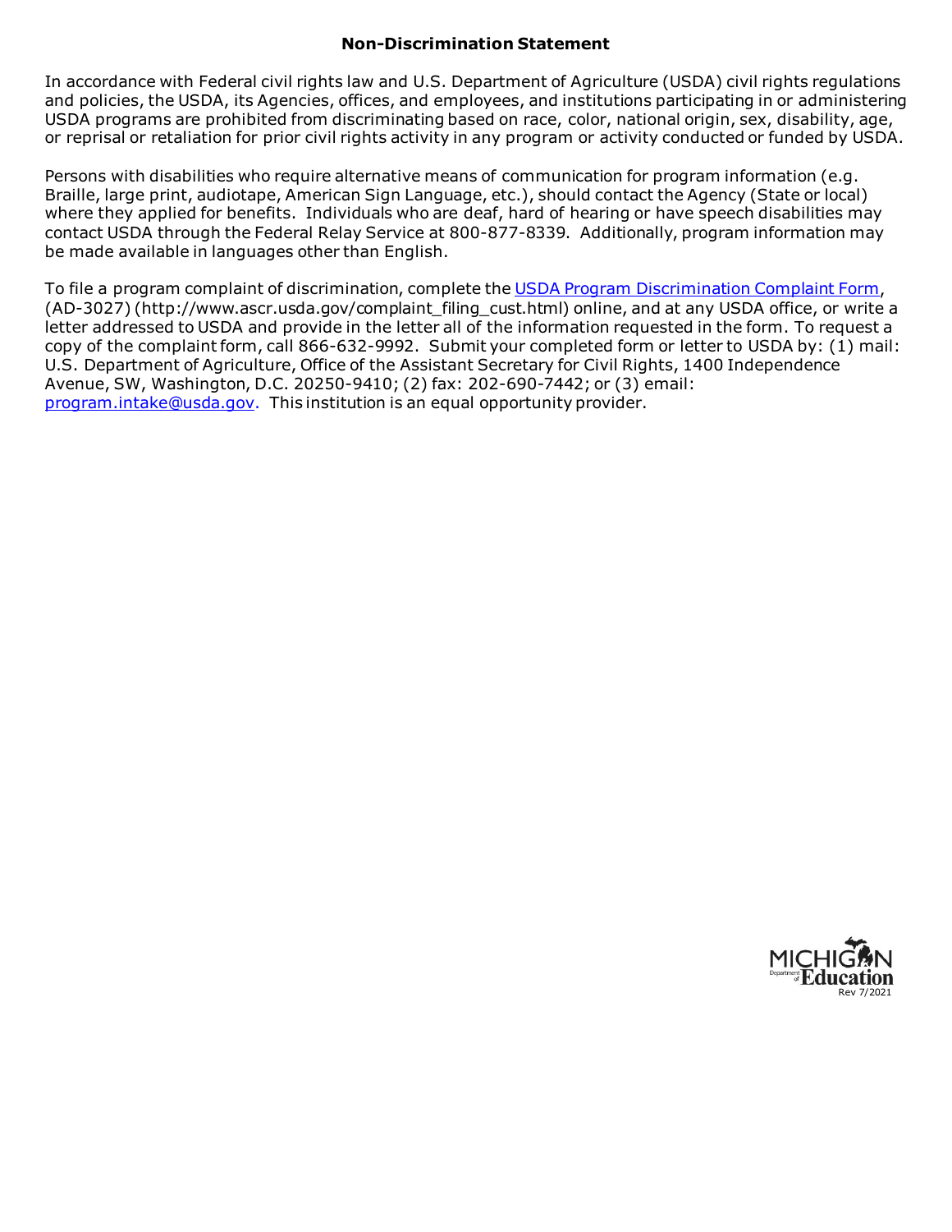**Non-Discrimination Statement**

In accordance with Federal civil rights law and U.S. Department of Agriculture (USDA) civil rights regulations and policies, the USDA, its Agencies, offices, and employees, and institutions participating in or administering USDA programs are prohibited from discriminating based on race, color, national origin, sex, disability, age, or reprisal or retaliation for prior civil rights activity in any program or activity conducted or funded by USDA.

Persons with disabilities who require alternative means of communication for program information (e.g. Braille, large print, audiotape, American Sign Language, etc.), should contact the Agency (State or local) where they applied for benefits. Individuals who are deaf, hard of hearing or have speech disabilities may contact USDA through the Federal Relay Service at 800-877-8339. Additionally, program information may be made available in languages other than English.

To file a program complaint of discrimination, complete the [USDA Program Discrimination Complaint Form](http://www.ascr.usda.gov/complaint_filing_cust.html), (AD-3027) (http://www.ascr.usda.gov/complaint_filing_cust.html) online, and at any USDA office, or write a letter addressed to USDA and provide in the letter all of the information requested in the form. To request a copy of the complaint form, call 866-632-9992. Submit your completed form or letter to USDA by: (1) mail: U.S. Department of Agriculture, Office of the Assistant Secretary for Civil Rights, 1400 Independence Avenue, SW, Washington, D.C. 20250-9410; (2) fax: 202-690-7442; or (3) email: [program.intake@usda.gov](mailto:program.intake@usda.gov). This institution is an equal opportunity provider.

MICHIGAN Department of Education
Rev 7/2021